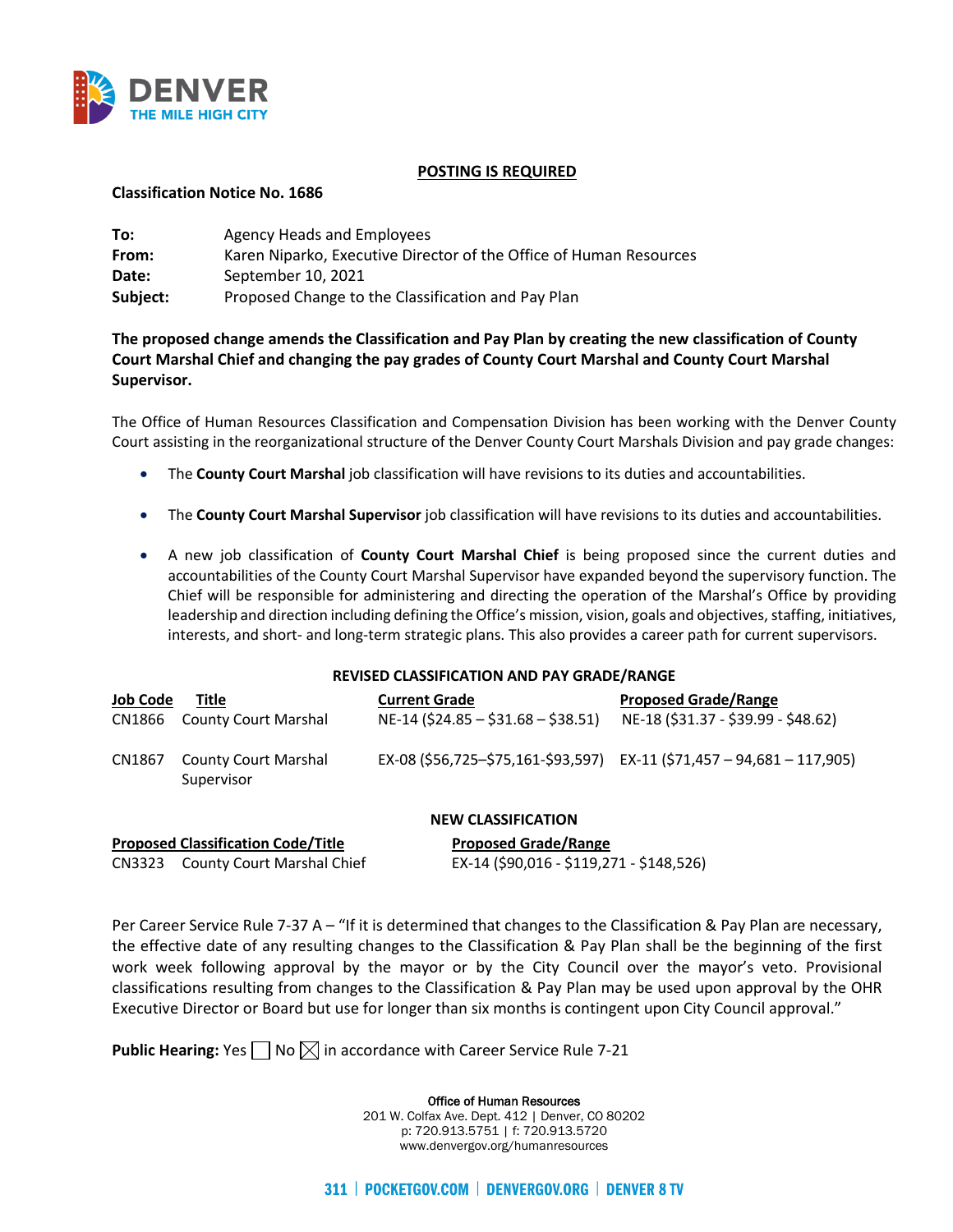**POSTING IS REQUIRED**

**Classification Notice No. 1686**

**To:** Agency Heads and Employees
**From:** Karen Niparko, Executive Director of the Office of Human Resources
**Date:** September 10, 2021
**Subject:** Proposed Change to the Classification and Pay Plan

**The proposed change amends the Classification and Pay Plan by creating the new classification of County Court Marshal Chief and changing the pay grades of County Court Marshal and County Court Marshal Supervisor.**

The Office of Human Resources Classification and Compensation Division has been working with the Denver County Court assisting in the reorganizational structure of the Denver County Court Marshals Division and pay grade changes:

- The **County Court Marshal** job classification will have revisions to its duties and accountabilities.
- The **County Court Marshal Supervisor** job classification will have revisions to its duties and accountabilities.
- A new job classification of **County Court Marshal Chief** is being proposed since the current duties and accountabilities of the County Court Marshal Supervisor have expanded beyond the supervisory function. The Chief will be responsible for administering and directing the operation of the Marshal's Office by providing leadership and direction including defining the Office's mission, vision, goals and objectives, staffing, initiatives, interests, and short- and long-term strategic plans. This also provides a career path for current supervisors.

**REVISED CLASSIFICATION AND PAY GRADE/RANGE**

| Job Code | Title | Current Grade | Proposed Grade/Range |
|---|---|---|---|
| CN1866 | County Court Marshal | NE-14 ($24.85 – $31.68 – $38.51) | NE-18 ($31.37 - $39.99 - $48.62) |
| CN1867 | County Court Marshal Supervisor | EX-08 ($56,725–$75,161-$93,597) | EX-11 ($71,457 – 94,681 – 117,905) |

**NEW CLASSIFICATION**

| Proposed Classification Code/Title | | Proposed Grade/Range |
|---|---|---|
| CN3323 | County Court Marshal Chief | EX-14 ($90,016 - $119,271 - $148,526) |

Per Career Service Rule 7-37 A – "If it is determined that changes to the Classification & Pay Plan are necessary, the effective date of any resulting changes to the Classification & Pay Plan shall be the beginning of the first work week following approval by the mayor or by the City Council over the mayor's veto. Provisional classifications resulting from changes to the Classification & Pay Plan may be used upon approval by the OHR Executive Director or Board but use for longer than six months is contingent upon City Council approval."

**Public Hearing:** Yes ☐ No ☒ in accordance with Career Service Rule 7-21

Office of Human Resources
201 W. Colfax Ave. Dept. 412 | Denver, CO 80202
p: 720.913.5751 | f: 720.913.5720
www.denvergov.org/humanresources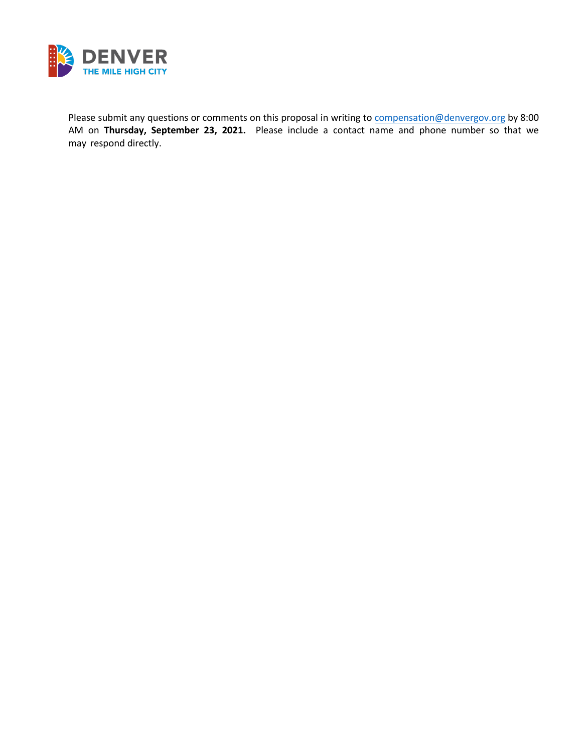Please submit any questions or comments on this proposal in writing to compensation@denvergov.org by 8:00 AM on **Thursday, September 23, 2021.** Please include a contact name and phone number so that we may respond directly.